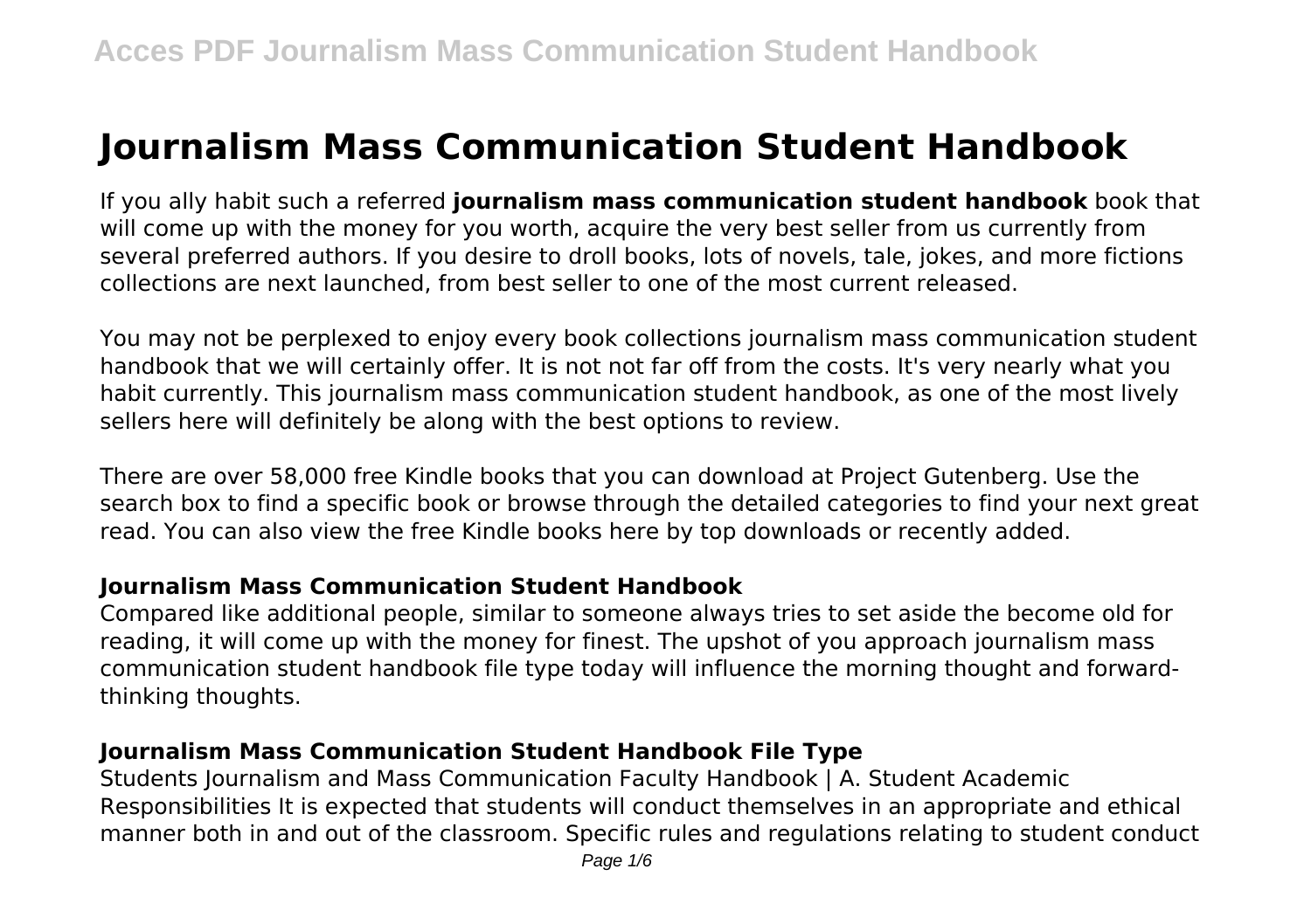# Journalism Mass Communication Student Handbook

If you ally habit such a referred **journalism mass communication student handbook** book that will come up with the money for you worth, acquire the very best seller from us currently from several preferred authors. If you desire to droll books, lots of novels, tale, jokes, and more fictions collections are next launched, from best seller to one of the most current released.

You may not be perplexed to enjoy every book collections journalism mass communication student handbook that we will certainly offer. It is not not far off from the costs. It's very nearly what you habit currently. This journalism mass communication student handbook, as one of the most lively sellers here will definitely be along with the best options to review.

There are over 58,000 free Kindle books that you can download at Project Gutenberg. Use the search box to find a specific book or browse through the detailed categories to find your next great read. You can also view the free Kindle books here by top downloads or recently added.

## Journalism Mass Communication Student Handbook

Compared like additional people, similar to someone always tries to set aside the become old for reading, it will come up with the money for finest. The upshot of you approach journalism mass communication student handbook file type today will influence the morning thought and forward-thinking thoughts.

## Journalism Mass Communication Student Handbook File Type

Students Journalism and Mass Communication Faculty Handbook | A. Student Academic Responsibilities It is expected that students will conduct themselves in an appropriate and ethical manner both in and out of the classroom. Specific rules and regulations relating to student conduct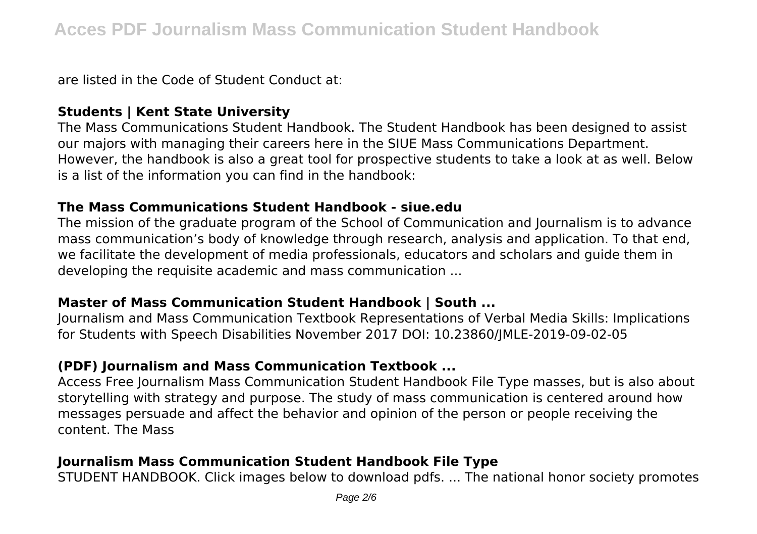are listed in the Code of Student Conduct at:

### Students | Kent State University

The Mass Communications Student Handbook. The Student Handbook has been designed to assist our majors with managing their careers here in the SIUE Mass Communications Department. However, the handbook is also a great tool for prospective students to take a look at as well. Below is a list of the information you can find in the handbook:

### The Mass Communications Student Handbook - siue.edu

The mission of the graduate program of the School of Communication and Journalism is to advance mass communication's body of knowledge through research, analysis and application. To that end, we facilitate the development of media professionals, educators and scholars and guide them in developing the requisite academic and mass communication ...

### Master of Mass Communication Student Handbook | South ...

Journalism and Mass Communication Textbook Representations of Verbal Media Skills: Implications for Students with Speech Disabilities November 2017 DOI: 10.23860/JMLE-2019-09-02-05

### (PDF) Journalism and Mass Communication Textbook ...

Access Free Journalism Mass Communication Student Handbook File Type masses, but is also about storytelling with strategy and purpose. The study of mass communication is centered around how messages persuade and affect the behavior and opinion of the person or people receiving the content. The Mass

### Journalism Mass Communication Student Handbook File Type

STUDENT HANDBOOK. Click images below to download pdfs. ... The national honor society promotes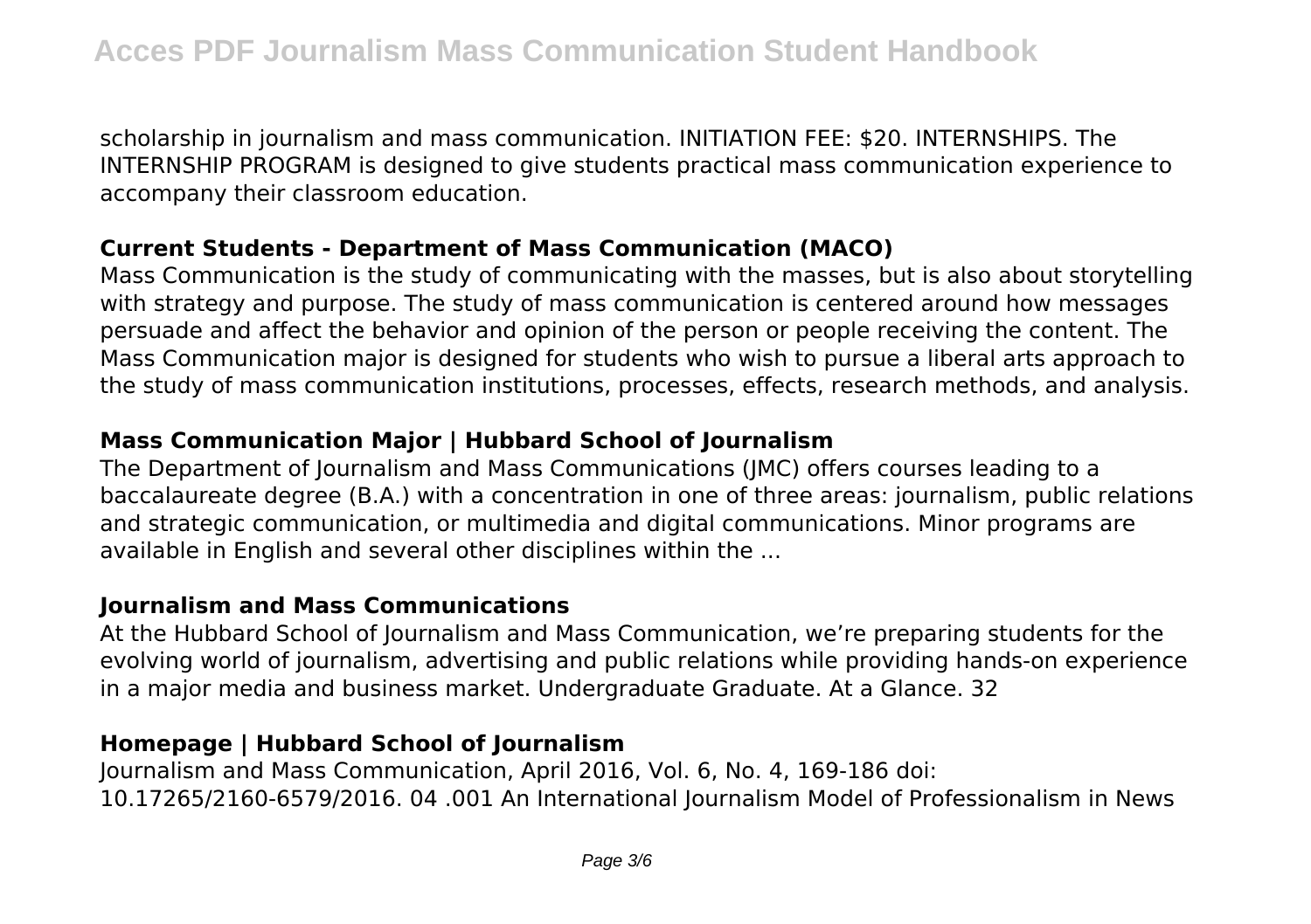scholarship in journalism and mass communication. INITIATION FEE: $20. INTERNSHIPS. The INTERNSHIP PROGRAM is designed to give students practical mass communication experience to accompany their classroom education.

## Current Students - Department of Mass Communication (MACO)

Mass Communication is the study of communicating with the masses, but is also about storytelling with strategy and purpose. The study of mass communication is centered around how messages persuade and affect the behavior and opinion of the person or people receiving the content. The Mass Communication major is designed for students who wish to pursue a liberal arts approach to the study of mass communication institutions, processes, effects, research methods, and analysis.

## Mass Communication Major | Hubbard School of Journalism

The Department of Journalism and Mass Communications (JMC) offers courses leading to a baccalaureate degree (B.A.) with a concentration in one of three areas: journalism, public relations and strategic communication, or multimedia and digital communications. Minor programs are available in English and several other disciplines within the ...

## Journalism and Mass Communications

At the Hubbard School of Journalism and Mass Communication, we're preparing students for the evolving world of journalism, advertising and public relations while providing hands-on experience in a major media and business market. Undergraduate Graduate. At a Glance. 32

## Homepage | Hubbard School of Journalism

Journalism and Mass Communication, April 2016, Vol. 6, No. 4, 169-186 doi: 10.17265/2160-6579/2016. 04 .001 An International Journalism Model of Professionalism in News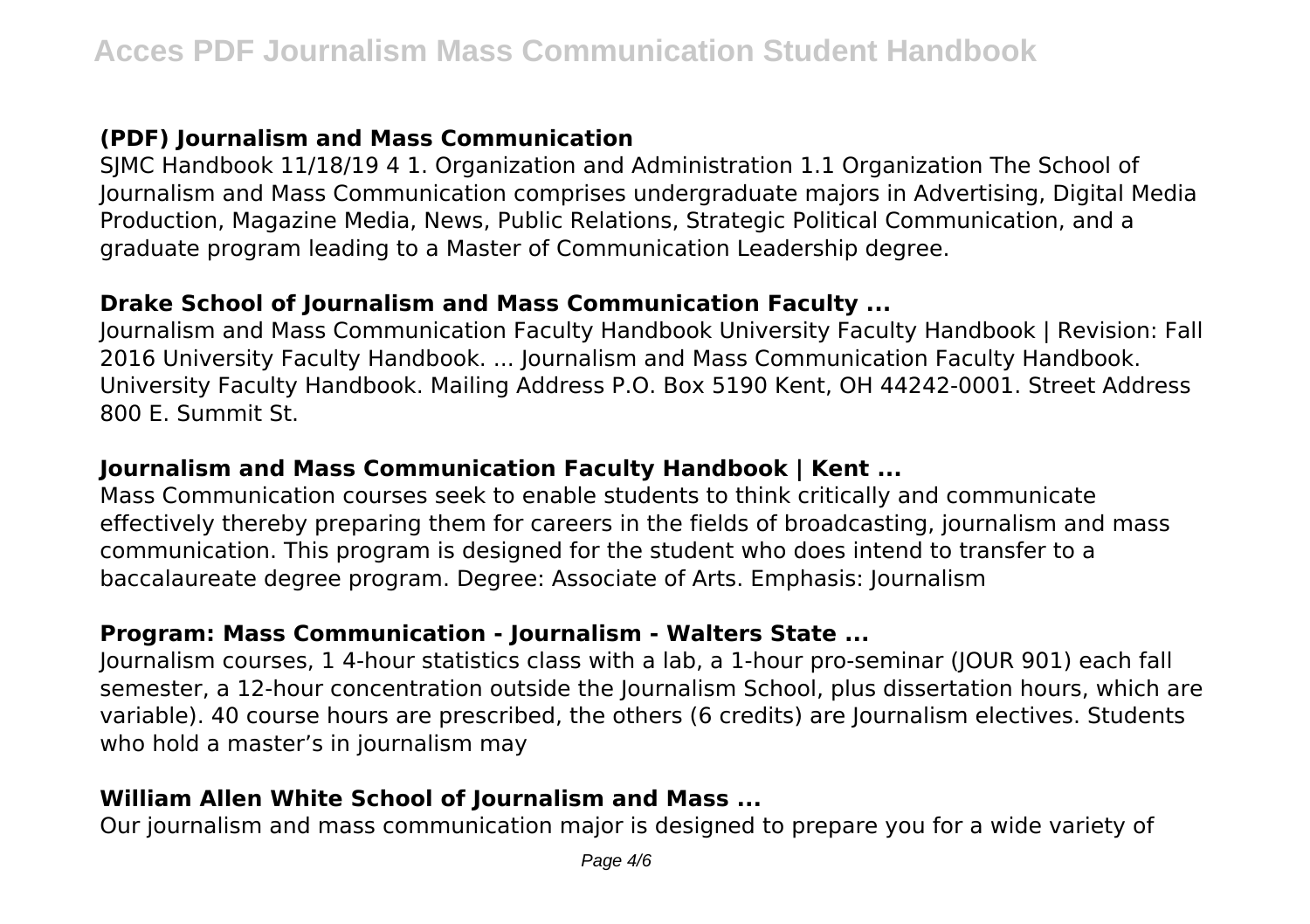### (PDF) Journalism and Mass Communication

SJMC Handbook 11/18/19 4 1. Organization and Administration 1.1 Organization The School of Journalism and Mass Communication comprises undergraduate majors in Advertising, Digital Media Production, Magazine Media, News, Public Relations, Strategic Political Communication, and a graduate program leading to a Master of Communication Leadership degree.

### Drake School of Journalism and Mass Communication Faculty ...

Journalism and Mass Communication Faculty Handbook University Faculty Handbook | Revision: Fall 2016 University Faculty Handbook. ... Journalism and Mass Communication Faculty Handbook. University Faculty Handbook. Mailing Address P.O. Box 5190 Kent, OH 44242-0001. Street Address 800 E. Summit St.

### Journalism and Mass Communication Faculty Handbook | Kent ...

Mass Communication courses seek to enable students to think critically and communicate effectively thereby preparing them for careers in the fields of broadcasting, journalism and mass communication. This program is designed for the student who does intend to transfer to a baccalaureate degree program. Degree: Associate of Arts. Emphasis: Journalism

### Program: Mass Communication - Journalism - Walters State ...

Journalism courses, 1 4-hour statistics class with a lab, a 1-hour pro-seminar (JOUR 901) each fall semester, a 12-hour concentration outside the Journalism School, plus dissertation hours, which are variable). 40 course hours are prescribed, the others (6 credits) are Journalism electives. Students who hold a master's in journalism may

### William Allen White School of Journalism and Mass ...

Our journalism and mass communication major is designed to prepare you for a wide variety of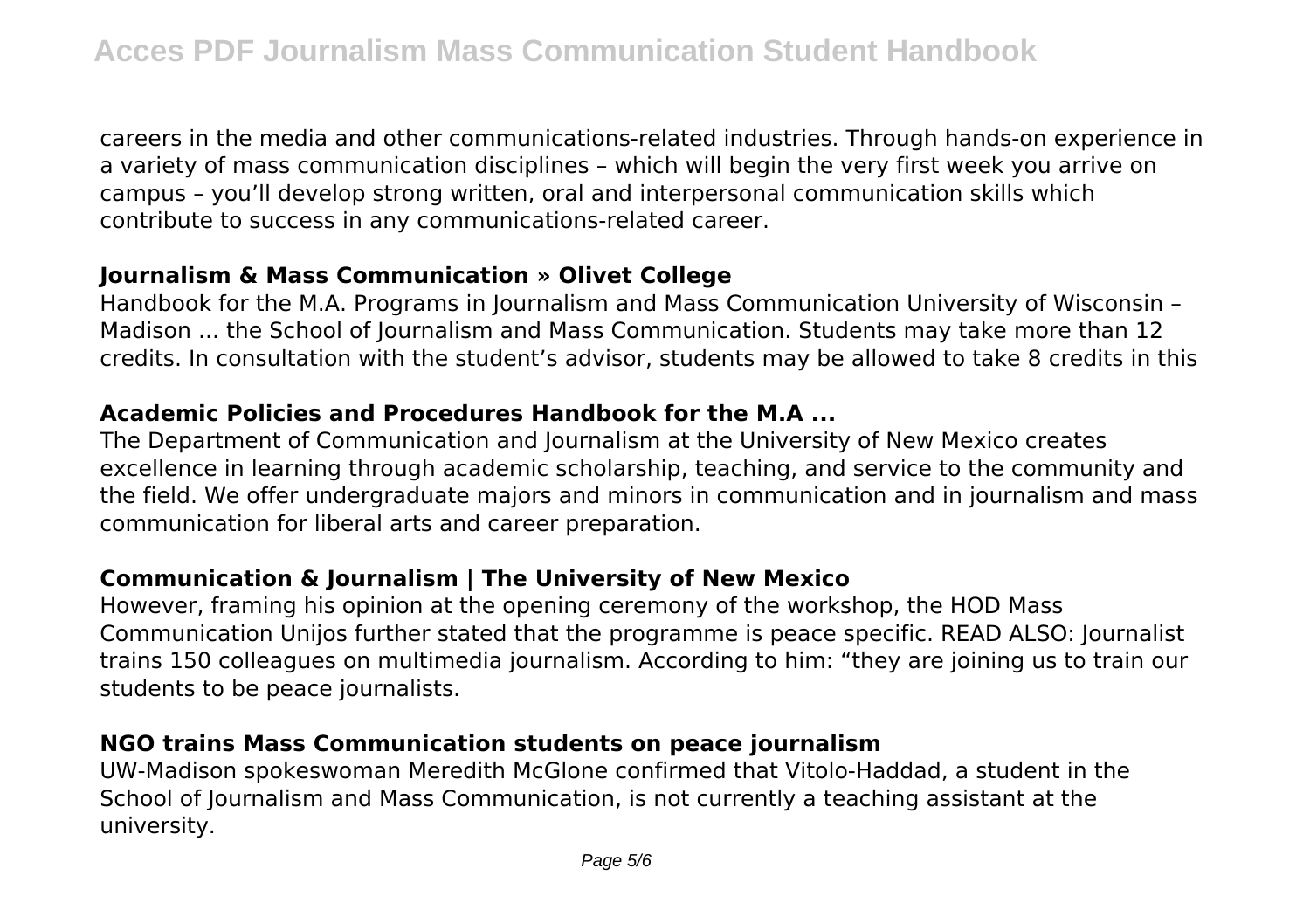careers in the media and other communications-related industries. Through hands-on experience in a variety of mass communication disciplines – which will begin the very first week you arrive on campus – you'll develop strong written, oral and interpersonal communication skills which contribute to success in any communications-related career.

### Journalism & Mass Communication » Olivet College

Handbook for the M.A. Programs in Journalism and Mass Communication University of Wisconsin – Madison ... the School of Journalism and Mass Communication. Students may take more than 12 credits. In consultation with the student's advisor, students may be allowed to take 8 credits in this

### Academic Policies and Procedures Handbook for the M.A ...

The Department of Communication and Journalism at the University of New Mexico creates excellence in learning through academic scholarship, teaching, and service to the community and the field. We offer undergraduate majors and minors in communication and in journalism and mass communication for liberal arts and career preparation.

### Communication & Journalism | The University of New Mexico

However, framing his opinion at the opening ceremony of the workshop, the HOD Mass Communication Unijos further stated that the programme is peace specific. READ ALSO: Journalist trains 150 colleagues on multimedia journalism. According to him: "they are joining us to train our students to be peace journalists.

### NGO trains Mass Communication students on peace journalism

UW-Madison spokeswoman Meredith McGlone confirmed that Vitolo-Haddad, a student in the School of Journalism and Mass Communication, is not currently a teaching assistant at the university.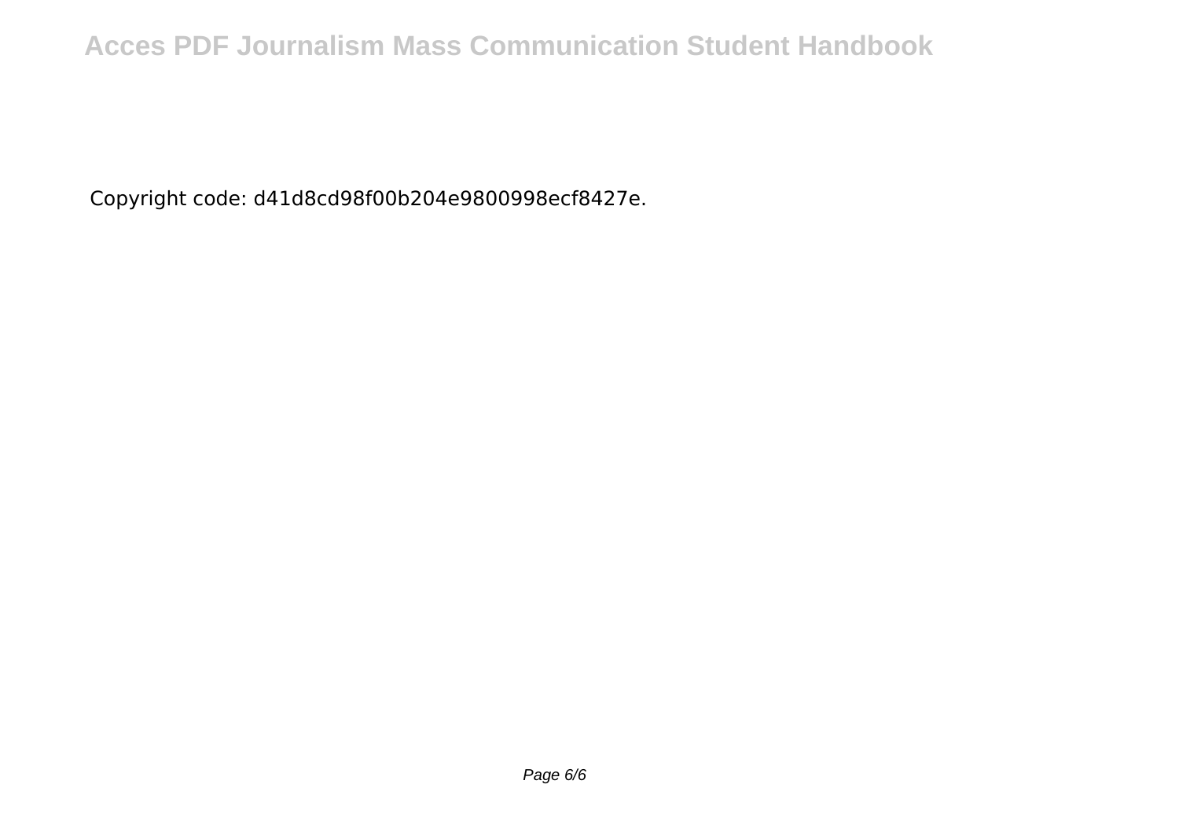Copyright code: d41d8cd98f00b204e9800998ecf8427e.